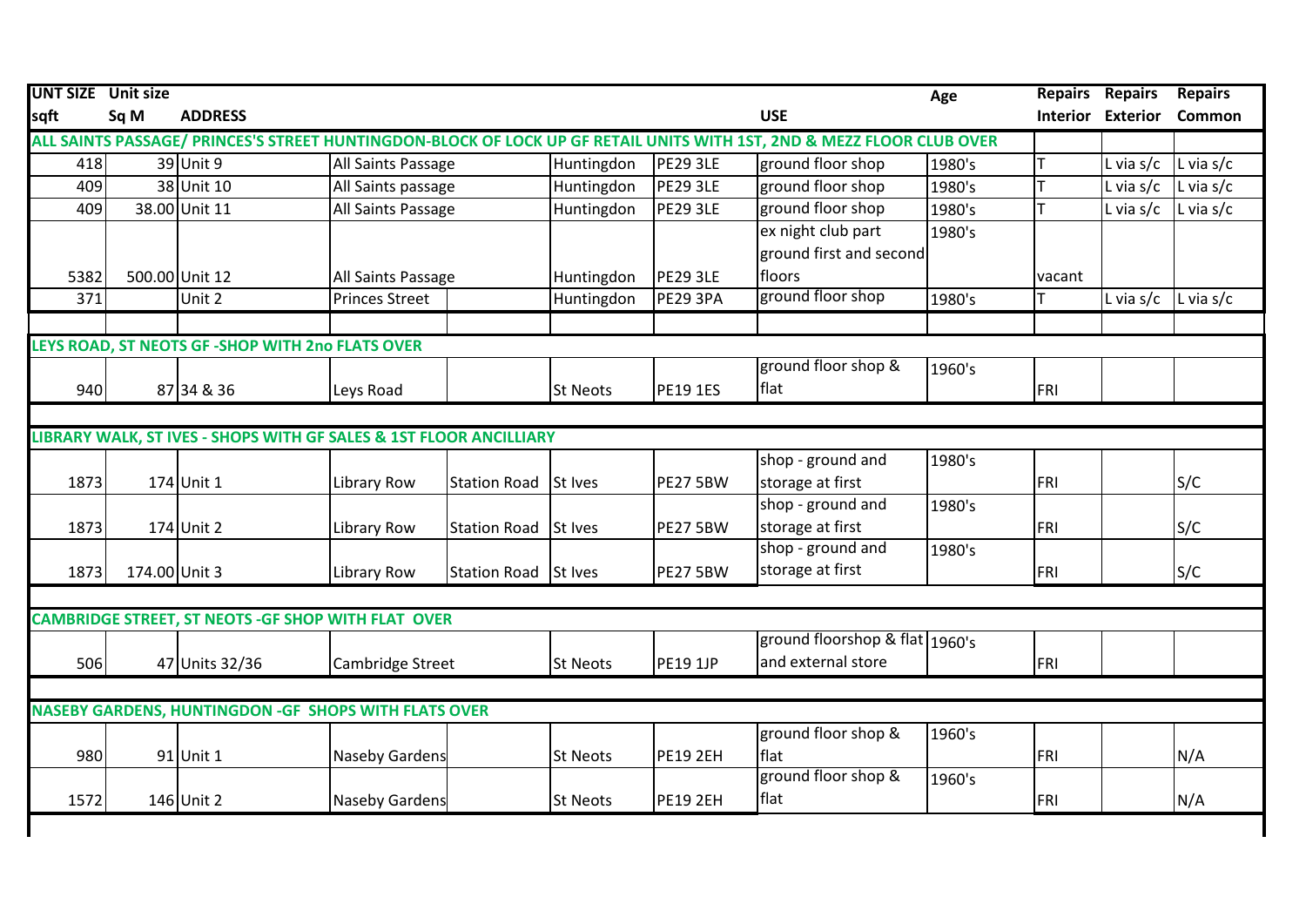| UNT SIZE sqft | Unit size Sq M | ADDRESS | | | | | USE | Age | Repairs Interior | Repairs Exterior | Repairs Common |
|---|---|---|---|---|---|---|---|---|---|---|---|
| ALL SAINTS PASSAGE/ PRINCES'S STREET HUNTINGDON-BLOCK OF LOCK UP GF RETAIL UNITS WITH 1ST, 2ND & MEZZ FLOOR CLUB OVER | | | | | | | | | | | |
| 418 | 39 | Unit 9 | All Saints Passage | | Huntingdon | PE29 3LE | ground floor shop | 1980's | T | L via s/c | L via s/c |
| 409 | 38 | Unit 10 | All Saints passage | | Huntingdon | PE29 3LE | ground floor shop | 1980's | T | L via s/c | L via s/c |
| 409 | 38.00 | Unit 11 | All Saints Passage | | Huntingdon | PE29 3LE | ground floor shop | 1980's | T | L via s/c | L via s/c |
| 5382 | 500.00 | Unit 12 | All Saints Passage | | Huntingdon | PE29 3LE | ex night club part ground first and second floors | 1980's | vacant | | |
| 371 | | Unit 2 | Princes Street | | Huntingdon | PE29 3PA | ground floor shop | 1980's | T | L via s/c | L via s/c |
| LEYS ROAD, ST NEOTS GF -SHOP WITH 2no FLATS OVER | | | | | | | | | | | |
| 940 | 87 | 34 & 36 | Leys Road | | St Neots | PE19 1ES | ground floor shop & flat | 1960's | FRI | | |
| LIBRARY WALK, ST IVES - SHOPS WITH GF SALES & 1ST FLOOR ANCILLIARY | | | | | | | | | | | |
| 1873 | 174 | Unit 1 | Library Row | Station Road | St Ives | PE27 5BW | shop - ground and storage at first | 1980's | FRI | | S/C |
| 1873 | 174 | Unit 2 | Library Row | Station Road | St Ives | PE27 5BW | shop - ground and storage at first | 1980's | FRI | | S/C |
| 1873 | 174.00 | Unit 3 | Library Row | Station Road | St Ives | PE27 5BW | shop - ground and storage at first | 1980's | FRI | | S/C |
| CAMBRIDGE STREET, ST NEOTS -GF SHOP WITH FLAT OVER | | | | | | | | | | | |
| 506 | 47 | Units 32/36 | Cambridge Street | | St Neots | PE19 1JP | ground floorshop & flat and external store | 1960's | FRI | | |
| NASEBY GARDENS, HUNTINGDON -GF SHOPS WITH FLATS OVER | | | | | | | | | | | |
| 980 | 91 | Unit 1 | Naseby Gardens | | St Neots | PE19 2EH | ground floor shop & flat | 1960's | FRI | | N/A |
| 1572 | 146 | Unit 2 | Naseby Gardens | | St Neots | PE19 2EH | ground floor shop & flat | 1960's | FRI | | N/A |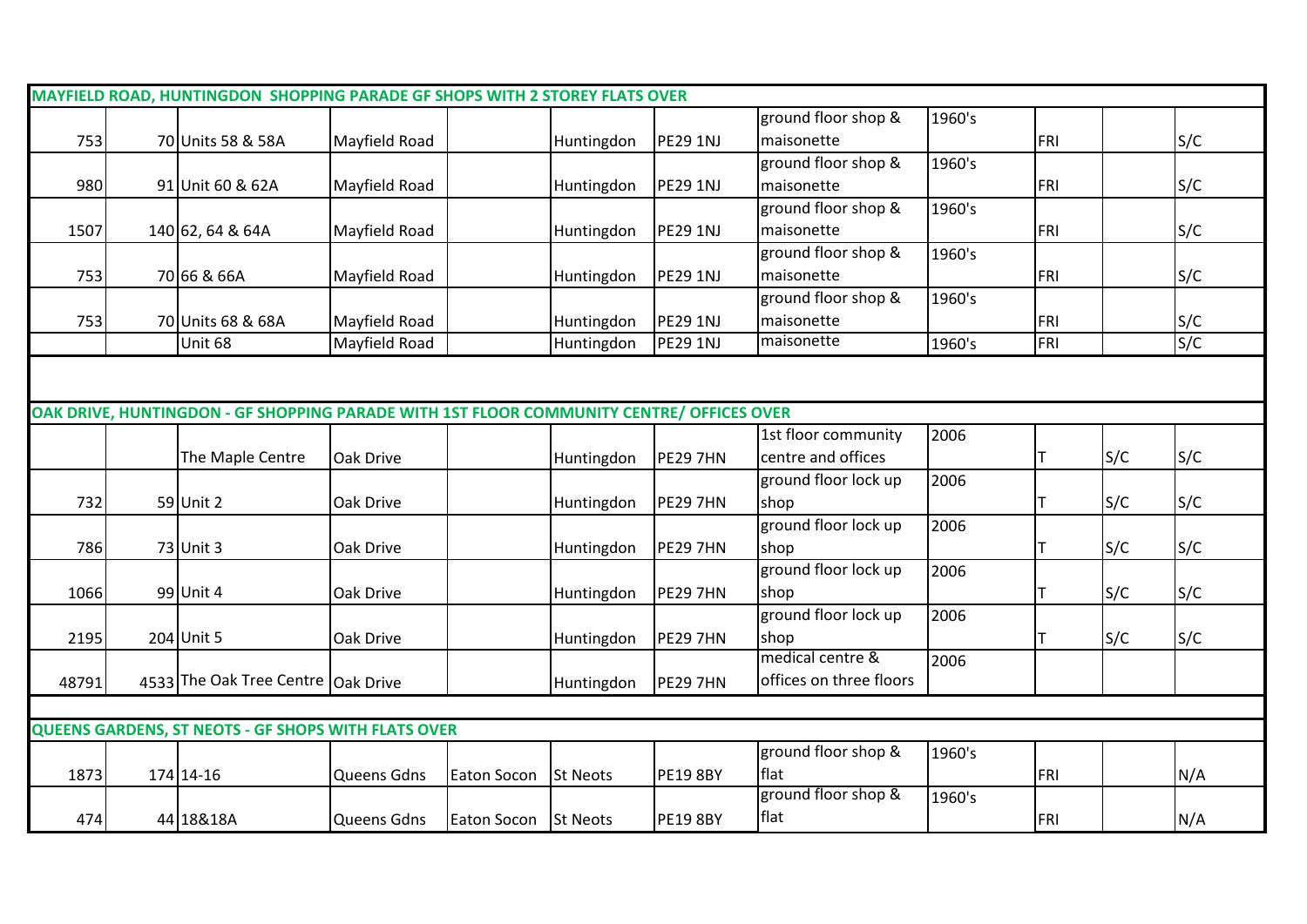| | | | | | | | | | | | |
|---|---|---|---|---|---|---|---|---|---|---|---|
| **MAYFIELD ROAD, HUNTINGDON SHOPPING PARADE GF SHOPS WITH 2 STOREY FLATS OVER** | | | | | | | | | | | |
| 753 | 70 | Units 58 & 58A | Mayfield Road | | Huntingdon | PE29 1NJ | ground floor shop & maisonette | 1960's | FRI | | S/C |
| 980 | 91 | Unit 60 & 62A | Mayfield Road | | Huntingdon | PE29 1NJ | ground floor shop & maisonette | 1960's | FRI | | S/C |
| 1507 | 140 | 62, 64 & 64A | Mayfield Road | | Huntingdon | PE29 1NJ | ground floor shop & maisonette | 1960's | FRI | | S/C |
| 753 | 70 | 66 & 66A | Mayfield Road | | Huntingdon | PE29 1NJ | ground floor shop & maisonette | 1960's | FRI | | S/C |
| 753 | 70 | Units 68 & 68A | Mayfield Road | | Huntingdon | PE29 1NJ | ground floor shop & maisonette | 1960's | FRI | | S/C |
| | | Unit 68 | Mayfield Road | | Huntingdon | PE29 1NJ | maisonette | 1960's | FRI | | S/C |
| | | | | | | | | | | | |
| **OAK DRIVE, HUNTINGDON - GF SHOPPING PARADE WITH 1ST FLOOR COMMUNITY CENTRE/ OFFICES OVER** | | | | | | | | | | | |
| | | The Maple Centre | Oak Drive | | Huntingdon | PE29 7HN | 1st floor community centre and offices | 2006 | T | S/C | S/C |
| 732 | 59 | Unit 2 | Oak Drive | | Huntingdon | PE29 7HN | ground floor lock up shop | 2006 | T | S/C | S/C |
| 786 | 73 | Unit 3 | Oak Drive | | Huntingdon | PE29 7HN | ground floor lock up shop | 2006 | T | S/C | S/C |
| 1066 | 99 | Unit 4 | Oak Drive | | Huntingdon | PE29 7HN | ground floor lock up shop | 2006 | T | S/C | S/C |
| 2195 | 204 | Unit 5 | Oak Drive | | Huntingdon | PE29 7HN | ground floor lock up shop | 2006 | T | S/C | S/C |
| 48791 | 4533 | The Oak Tree Centre | Oak Drive | | Huntingdon | PE29 7HN | medical centre & offices on three floors | 2006 | | | |
| | | | | | | | | | | | |
| **QUEENS GARDENS, ST NEOTS - GF SHOPS WITH FLATS OVER** | | | | | | | | | | | |
| 1873 | 174 | 14-16 | Queens Gdns | Eaton Socon | St Neots | PE19 8BY | ground floor shop & flat | 1960's | FRI | | N/A |
| 474 | 44 | 18&18A | Queens Gdns | Eaton Socon | St Neots | PE19 8BY | ground floor shop & flat | 1960's | FRI | | N/A |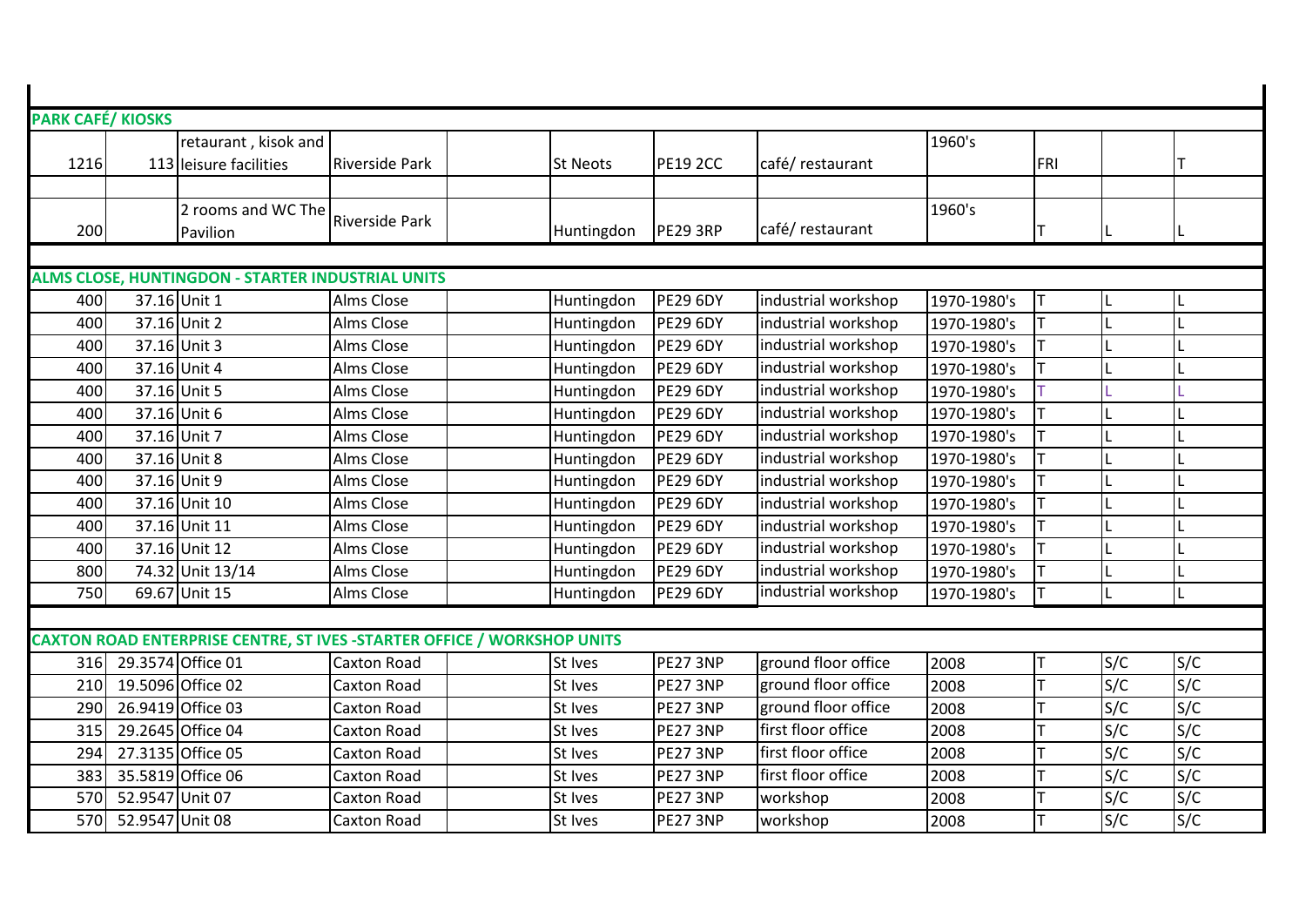| | | | | | | | | | | | |
|---|---|---|---|---|---|---|---|---|---|---|---|
| **PARK CAFÉ/ KIOSKS** | | | | | | | | | | | |
| 1216 | 113 | retaurant , kisok and leisure facilities | Riverside Park | | St Neots | PE19 2CC | café/ restaurant | 1960's | FRI | | T |
| | | | | | | | | | | | |
| 200 | | 2 rooms and WC The Pavilion | Riverside Park | | Huntingdon | PE29 3RP | café/ restaurant | 1960's | T | L | L |
| | | | | | | | | | | | |
| **ALMS CLOSE, HUNTINGDON - STARTER INDUSTRIAL UNITS** | | | | | | | | | | | |
| 400 | 37.16 | Unit 1 | Alms Close | | Huntingdon | PE29 6DY | industrial workshop | 1970-1980's | T | L | L |
| 400 | 37.16 | Unit 2 | Alms Close | | Huntingdon | PE29 6DY | industrial workshop | 1970-1980's | T | L | L |
| 400 | 37.16 | Unit 3 | Alms Close | | Huntingdon | PE29 6DY | industrial workshop | 1970-1980's | T | L | L |
| 400 | 37.16 | Unit 4 | Alms Close | | Huntingdon | PE29 6DY | industrial workshop | 1970-1980's | T | L | L |
| 400 | 37.16 | Unit 5 | Alms Close | | Huntingdon | PE29 6DY | industrial workshop | 1970-1980's | T | L | L |
| 400 | 37.16 | Unit 6 | Alms Close | | Huntingdon | PE29 6DY | industrial workshop | 1970-1980's | T | L | L |
| 400 | 37.16 | Unit 7 | Alms Close | | Huntingdon | PE29 6DY | industrial workshop | 1970-1980's | T | L | L |
| 400 | 37.16 | Unit 8 | Alms Close | | Huntingdon | PE29 6DY | industrial workshop | 1970-1980's | T | L | L |
| 400 | 37.16 | Unit 9 | Alms Close | | Huntingdon | PE29 6DY | industrial workshop | 1970-1980's | T | L | L |
| 400 | 37.16 | Unit 10 | Alms Close | | Huntingdon | PE29 6DY | industrial workshop | 1970-1980's | T | L | L |
| 400 | 37.16 | Unit 11 | Alms Close | | Huntingdon | PE29 6DY | industrial workshop | 1970-1980's | T | L | L |
| 400 | 37.16 | Unit 12 | Alms Close | | Huntingdon | PE29 6DY | industrial workshop | 1970-1980's | T | L | L |
| 800 | 74.32 | Unit 13/14 | Alms Close | | Huntingdon | PE29 6DY | industrial workshop | 1970-1980's | T | L | L |
| 750 | 69.67 | Unit 15 | Alms Close | | Huntingdon | PE29 6DY | industrial workshop | 1970-1980's | T | L | L |
| | | | | | | | | | | | |
| **CAXTON ROAD ENTERPRISE CENTRE, ST IVES -STARTER OFFICE / WORKSHOP UNITS** | | | | | | | | | | | |
| 316 | 29.3574 | Office 01 | Caxton Road | | St Ives | PE27 3NP | ground floor office | 2008 | T | S/C | S/C |
| 210 | 19.5096 | Office 02 | Caxton Road | | St Ives | PE27 3NP | ground floor office | 2008 | T | S/C | S/C |
| 290 | 26.9419 | Office 03 | Caxton Road | | St Ives | PE27 3NP | ground floor office | 2008 | T | S/C | S/C |
| 315 | 29.2645 | Office 04 | Caxton Road | | St Ives | PE27 3NP | first floor office | 2008 | T | S/C | S/C |
| 294 | 27.3135 | Office 05 | Caxton Road | | St Ives | PE27 3NP | first floor office | 2008 | T | S/C | S/C |
| 383 | 35.5819 | Office 06 | Caxton Road | | St Ives | PE27 3NP | first floor office | 2008 | T | S/C | S/C |
| 570 | 52.9547 | Unit 07 | Caxton Road | | St Ives | PE27 3NP | workshop | 2008 | T | S/C | S/C |
| 570 | 52.9547 | Unit 08 | Caxton Road | | St Ives | PE27 3NP | workshop | 2008 | T | S/C | S/C |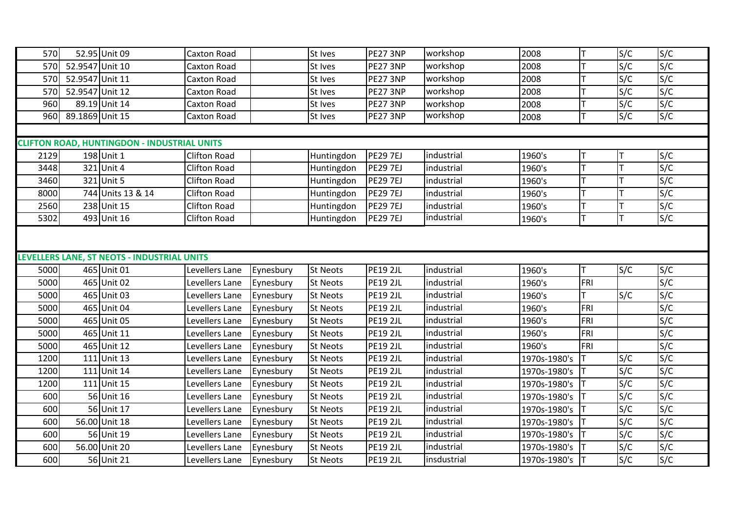| | | | | | | | | | | | |
|---|---|---|---|---|---|---|---|---|---|---|---|
| 570 | 52.95 | Unit 09 | Caxton Road | | St Ives | PE27 3NP | workshop | 2008 | T | S/C | S/C |
| 570 | 52.9547 | Unit 10 | Caxton Road | | St Ives | PE27 3NP | workshop | 2008 | T | S/C | S/C |
| 570 | 52.9547 | Unit 11 | Caxton Road | | St Ives | PE27 3NP | workshop | 2008 | T | S/C | S/C |
| 570 | 52.9547 | Unit 12 | Caxton Road | | St Ives | PE27 3NP | workshop | 2008 | T | S/C | S/C |
| 960 | 89.19 | Unit 14 | Caxton Road | | St Ives | PE27 3NP | workshop | 2008 | T | S/C | S/C |
| 960 | 89.1869 | Unit 15 | Caxton Road | | St Ives | PE27 3NP | workshop | 2008 | T | S/C | S/C |
| | | | | | | | | | | | |
| **CLIFTON ROAD, HUNTINGDON - INDUSTRIAL UNITS** | | | | | | | | | | | |
| 2129 | 198 | Unit 1 | Clifton Road | | Huntingdon | PE29 7EJ | industrial | 1960's | T | T | S/C |
| 3448 | 321 | Unit 4 | Clifton Road | | Huntingdon | PE29 7EJ | industrial | 1960's | T | T | S/C |
| 3460 | 321 | Unit 5 | Clifton Road | | Huntingdon | PE29 7EJ | industrial | 1960's | T | T | S/C |
| 8000 | 744 | Units 13 & 14 | Clifton Road | | Huntingdon | PE29 7EJ | industrial | 1960's | T | T | S/C |
| 2560 | 238 | Unit 15 | Clifton Road | | Huntingdon | PE29 7EJ | industrial | 1960's | T | T | S/C |
| 5302 | 493 | Unit 16 | Clifton Road | | Huntingdon | PE29 7EJ | industrial | 1960's | T | T | S/C |
| | | | | | | | | | | | |
| **LEVELLERS LANE, ST NEOTS - INDUSTRIAL UNITS** | | | | | | | | | | | |
| 5000 | 465 | Unit 01 | Levellers Lane | Eynesbury | St Neots | PE19 2JL | industrial | 1960's | T | S/C | S/C |
| 5000 | 465 | Unit 02 | Levellers Lane | Eynesbury | St Neots | PE19 2JL | industrial | 1960's | FRI | | S/C |
| 5000 | 465 | Unit 03 | Levellers Lane | Eynesbury | St Neots | PE19 2JL | industrial | 1960's | T | S/C | S/C |
| 5000 | 465 | Unit 04 | Levellers Lane | Eynesbury | St Neots | PE19 2JL | industrial | 1960's | FRI | | S/C |
| 5000 | 465 | Unit 05 | Levellers Lane | Eynesbury | St Neots | PE19 2JL | industrial | 1960's | FRI | | S/C |
| 5000 | 465 | Unit 11 | Levellers Lane | Eynesbury | St Neots | PE19 2JL | industrial | 1960's | FRI | | S/C |
| 5000 | 465 | Unit 12 | Levellers Lane | Eynesbury | St Neots | PE19 2JL | industrial | 1960's | FRI | | S/C |
| 1200 | 111 | Unit 13 | Levellers Lane | Eynesbury | St Neots | PE19 2JL | industrial | 1970s-1980's | T | S/C | S/C |
| 1200 | 111 | Unit 14 | Levellers Lane | Eynesbury | St Neots | PE19 2JL | industrial | 1970s-1980's | T | S/C | S/C |
| 1200 | 111 | Unit 15 | Levellers Lane | Eynesbury | St Neots | PE19 2JL | industrial | 1970s-1980's | T | S/C | S/C |
| 600 | 56 | Unit 16 | Levellers Lane | Eynesbury | St Neots | PE19 2JL | industrial | 1970s-1980's | T | S/C | S/C |
| 600 | 56 | Unit 17 | Levellers Lane | Eynesbury | St Neots | PE19 2JL | industrial | 1970s-1980's | T | S/C | S/C |
| 600 | 56.00 | Unit 18 | Levellers Lane | Eynesbury | St Neots | PE19 2JL | industrial | 1970s-1980's | T | S/C | S/C |
| 600 | 56 | Unit 19 | Levellers Lane | Eynesbury | St Neots | PE19 2JL | industrial | 1970s-1980's | T | S/C | S/C |
| 600 | 56.00 | Unit 20 | Levellers Lane | Eynesbury | St Neots | PE19 2JL | industrial | 1970s-1980's | T | S/C | S/C |
| 600 | 56 | Unit 21 | Levellers Lane | Eynesbury | St Neots | PE19 2JL | insdustrial | 1970s-1980's | T | S/C | S/C |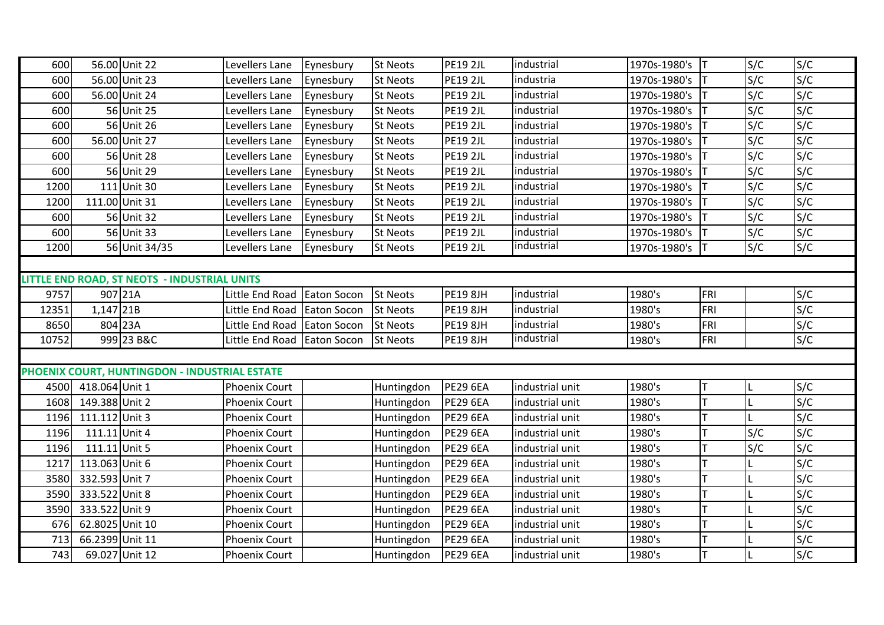| | | | | | | | | | | | |
|---|---|---|---|---|---|---|---|---|---|---|---|
| 600 | 56.00 | Unit 22 | Levellers Lane | Eynesbury | St Neots | PE19 2JL | industrial | 1970s-1980's | T | S/C | S/C |
| 600 | 56.00 | Unit 23 | Levellers Lane | Eynesbury | St Neots | PE19 2JL | industria | 1970s-1980's | T | S/C | S/C |
| 600 | 56.00 | Unit 24 | Levellers Lane | Eynesbury | St Neots | PE19 2JL | industrial | 1970s-1980's | T | S/C | S/C |
| 600 | 56 | Unit 25 | Levellers Lane | Eynesbury | St Neots | PE19 2JL | industrial | 1970s-1980's | T | S/C | S/C |
| 600 | 56 | Unit 26 | Levellers Lane | Eynesbury | St Neots | PE19 2JL | industrial | 1970s-1980's | T | S/C | S/C |
| 600 | 56.00 | Unit 27 | Levellers Lane | Eynesbury | St Neots | PE19 2JL | industrial | 1970s-1980's | T | S/C | S/C |
| 600 | 56 | Unit 28 | Levellers Lane | Eynesbury | St Neots | PE19 2JL | industrial | 1970s-1980's | T | S/C | S/C |
| 600 | 56 | Unit 29 | Levellers Lane | Eynesbury | St Neots | PE19 2JL | industrial | 1970s-1980's | T | S/C | S/C |
| 1200 | 111 | Unit 30 | Levellers Lane | Eynesbury | St Neots | PE19 2JL | industrial | 1970s-1980's | T | S/C | S/C |
| 1200 | 111.00 | Unit 31 | Levellers Lane | Eynesbury | St Neots | PE19 2JL | industrial | 1970s-1980's | T | S/C | S/C |
| 600 | 56 | Unit 32 | Levellers Lane | Eynesbury | St Neots | PE19 2JL | industrial | 1970s-1980's | T | S/C | S/C |
| 600 | 56 | Unit 33 | Levellers Lane | Eynesbury | St Neots | PE19 2JL | industrial | 1970s-1980's | T | S/C | S/C |
| 1200 | 56 | Unit 34/35 | Levellers Lane | Eynesbury | St Neots | PE19 2JL | industrial | 1970s-1980's | T | S/C | S/C |
| | | | | | | | | | | | |
| **LITTLE END ROAD, ST NEOTS - INDUSTRIAL UNITS** | | | | | | | | | | | |
| 9757 | 907 | 21A | Little End Road | Eaton Socon | St Neots | PE19 8JH | industrial | 1980's | FRI | | S/C |
| 12351 | 1,147 | 21B | Little End Road | Eaton Socon | St Neots | PE19 8JH | industrial | 1980's | FRI | | S/C |
| 8650 | 804 | 23A | Little End Road | Eaton Socon | St Neots | PE19 8JH | industrial | 1980's | FRI | | S/C |
| 10752 | 999 | 23 B&C | Little End Road | Eaton Socon | St Neots | PE19 8JH | industrial | 1980's | FRI | | S/C |
| | | | | | | | | | | | |
| **PHOENIX COURT, HUNTINGDON - INDUSTRIAL ESTATE** | | | | | | | | | | | |
| 4500 | 418.064 | Unit 1 | Phoenix Court | | Huntingdon | PE29 6EA | industrial unit | 1980's | T | L | S/C |
| 1608 | 149.388 | Unit 2 | Phoenix Court | | Huntingdon | PE29 6EA | industrial unit | 1980's | T | L | S/C |
| 1196 | 111.112 | Unit 3 | Phoenix Court | | Huntingdon | PE29 6EA | industrial unit | 1980's | T | L | S/C |
| 1196 | 111.11 | Unit 4 | Phoenix Court | | Huntingdon | PE29 6EA | industrial unit | 1980's | T | S/C | S/C |
| 1196 | 111.11 | Unit 5 | Phoenix Court | | Huntingdon | PE29 6EA | industrial unit | 1980's | T | S/C | S/C |
| 1217 | 113.063 | Unit 6 | Phoenix Court | | Huntingdon | PE29 6EA | industrial unit | 1980's | T | L | S/C |
| 3580 | 332.593 | Unit 7 | Phoenix Court | | Huntingdon | PE29 6EA | industrial unit | 1980's | T | L | S/C |
| 3590 | 333.522 | Unit 8 | Phoenix Court | | Huntingdon | PE29 6EA | industrial unit | 1980's | T | L | S/C |
| 3590 | 333.522 | Unit 9 | Phoenix Court | | Huntingdon | PE29 6EA | industrial unit | 1980's | T | L | S/C |
| 676 | 62.8025 | Unit 10 | Phoenix Court | | Huntingdon | PE29 6EA | industrial unit | 1980's | T | L | S/C |
| 713 | 66.2399 | Unit 11 | Phoenix Court | | Huntingdon | PE29 6EA | industrial unit | 1980's | T | L | S/C |
| 743 | 69.027 | Unit 12 | Phoenix Court | | Huntingdon | PE29 6EA | industrial unit | 1980's | T | L | S/C |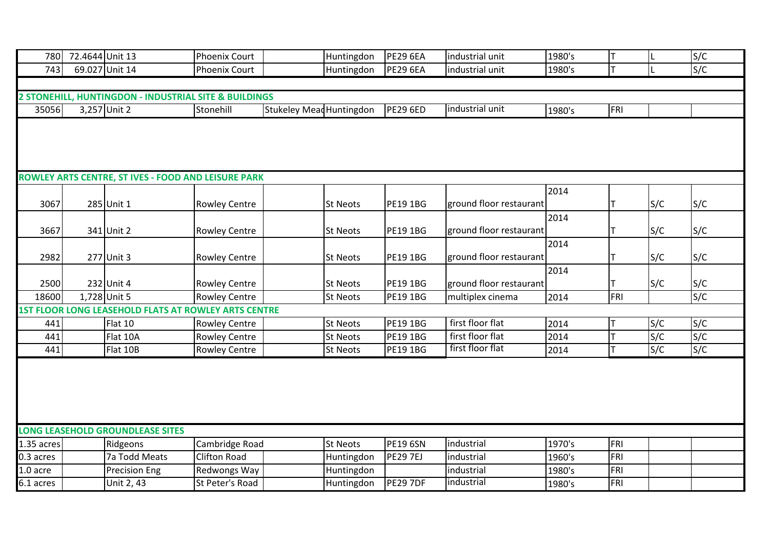| | | | | | | | | | | | |
|---|---|---|---|---|---|---|---|---|---|---|---|
| 780 | 72.4644 | Unit 13 | Phoenix Court | | Huntingdon | PE29 6EA | industrial unit | 1980's | T | L | S/C |
| 743 | 69.027 | Unit 14 | Phoenix Court | | Huntingdon | PE29 6EA | industrial unit | 1980's | T | L | S/C |
| | | | | | | | | | | | |
| **2 STONEHILL, HUNTINGDON - INDUSTRIAL SITE & BUILDINGS** | | | | | | | | | | | |
| 35056 | 3,257 | Unit 2 | Stonehill | Stukeley Mead | Huntingdon | PE29 6ED | industrial unit | 1980's | FRI | | |
| | | | | | | | | | | | |
| **ROWLEY ARTS CENTRE, ST IVES - FOOD AND LEISURE PARK** | | | | | | | | | | | |
| 3067 | 285 | Unit 1 | Rowley Centre | | St Neots | PE19 1BG | ground floor restaurant | 2014 | T | S/C | S/C |
| 3667 | 341 | Unit 2 | Rowley Centre | | St Neots | PE19 1BG | ground floor restaurant | 2014 | T | S/C | S/C |
| 2982 | 277 | Unit 3 | Rowley Centre | | St Neots | PE19 1BG | ground floor restaurant | 2014 | T | S/C | S/C |
| 2500 | 232 | Unit 4 | Rowley Centre | | St Neots | PE19 1BG | ground floor restaurant | 2014 | T | S/C | S/C |
| 18600 | 1,728 | Unit 5 | Rowley Centre | | St Neots | PE19 1BG | multiplex cinema | 2014 | FRI | | S/C |
| **1ST FLOOR LONG LEASEHOLD FLATS AT ROWLEY ARTS CENTRE** | | | | | | | | | | | |
| 441 | | Flat 10 | Rowley Centre | | St Neots | PE19 1BG | first floor flat | 2014 | T | S/C | S/C |
| 441 | | Flat 10A | Rowley Centre | | St Neots | PE19 1BG | first floor flat | 2014 | T | S/C | S/C |
| 441 | | Flat 10B | Rowley Centre | | St Neots | PE19 1BG | first floor flat | 2014 | T | S/C | S/C |
| | | | | | | | | | | | |
| **LONG LEASEHOLD GROUNDLEASE SITES** | | | | | | | | | | | |
| 1.35 acres | | Ridgeons | Cambridge Road | | St Neots | PE19 6SN | industrial | 1970's | FRI | | |
| 0.3 acres | | 7a Todd Meats | Clifton Road | | Huntingdon | PE29 7EJ | industrial | 1960's | FRI | | |
| 1.0 acre | | Precision Eng | Redwongs Way | | Huntingdon | | industrial | 1980's | FRI | | |
| 6.1 acres | | Unit 2, 43 | St Peter's Road | | Huntingdon | PE29 7DF | industrial | 1980's | FRI | | |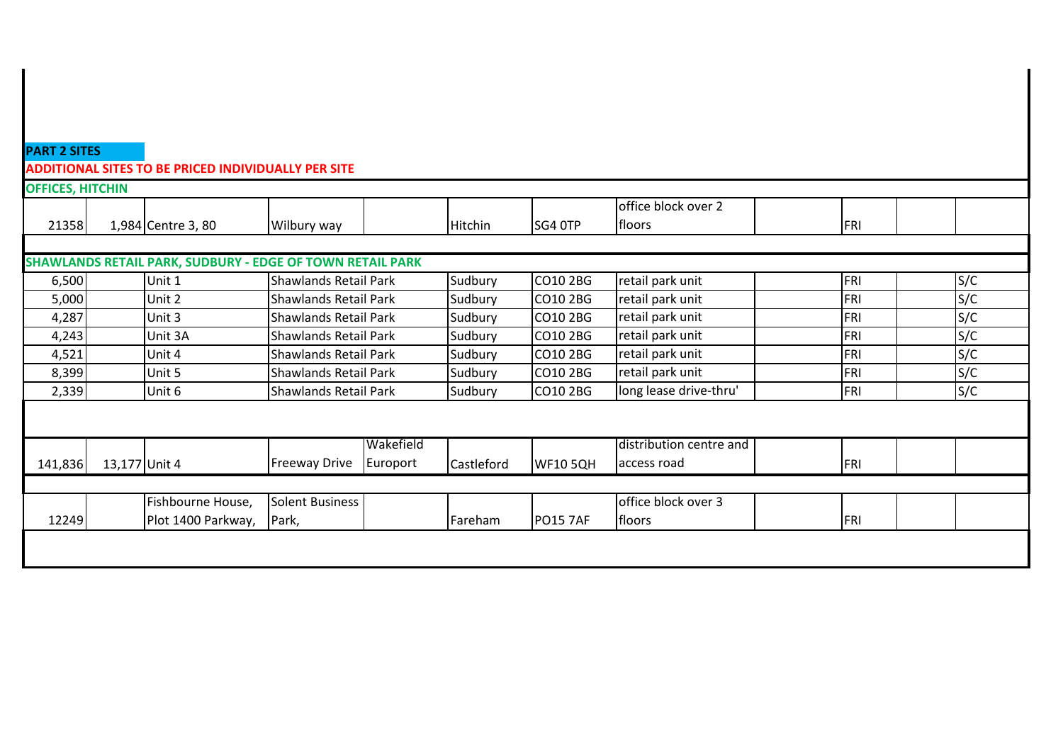**PART 2 SITES**

**ADDITIONAL SITES TO BE PRICED INDIVIDUALLY PER SITE**

| | | | | | | | | | | | |
|---|---|---|---|---|---|---|---|---|---|---|---|
| **OFFICES, HITCHIN** | | | | | | | | | | | |
| 21358 | 1,984 | Centre 3, 80 | Wilbury way | | Hitchin | SG4 0TP | office block over 2 floors | | FRI | | |
| **SHAWLANDS RETAIL PARK, SUDBURY - EDGE OF TOWN RETAIL PARK** | | | | | | | | | | | |
| 6,500 | | Unit 1 | Shawlands Retail Park | | Sudbury | CO10 2BG | retail park unit | | FRI | | S/C |
| 5,000 | | Unit 2 | Shawlands Retail Park | | Sudbury | CO10 2BG | retail park unit | | FRI | | S/C |
| 4,287 | | Unit 3 | Shawlands Retail Park | | Sudbury | CO10 2BG | retail park unit | | FRI | | S/C |
| 4,243 | | Unit 3A | Shawlands Retail Park | | Sudbury | CO10 2BG | retail park unit | | FRI | | S/C |
| 4,521 | | Unit 4 | Shawlands Retail Park | | Sudbury | CO10 2BG | retail park unit | | FRI | | S/C |
| 8,399 | | Unit 5 | Shawlands Retail Park | | Sudbury | CO10 2BG | retail park unit | | FRI | | S/C |
| 2,339 | | Unit 6 | Shawlands Retail Park | | Sudbury | CO10 2BG | long lease drive-thru' | | FRI | | S/C |
| 141,836 | 13,177 | Unit 4 | Freeway Drive | Wakefield Europort | Castleford | WF10 5QH | distribution centre and access road | | FRI | | |
| 12249 | | Fishbourne House, Plot 1400 Parkway, | Solent Business Park, | | Fareham | PO15 7AF | office block over 3 floors | | FRI | | |